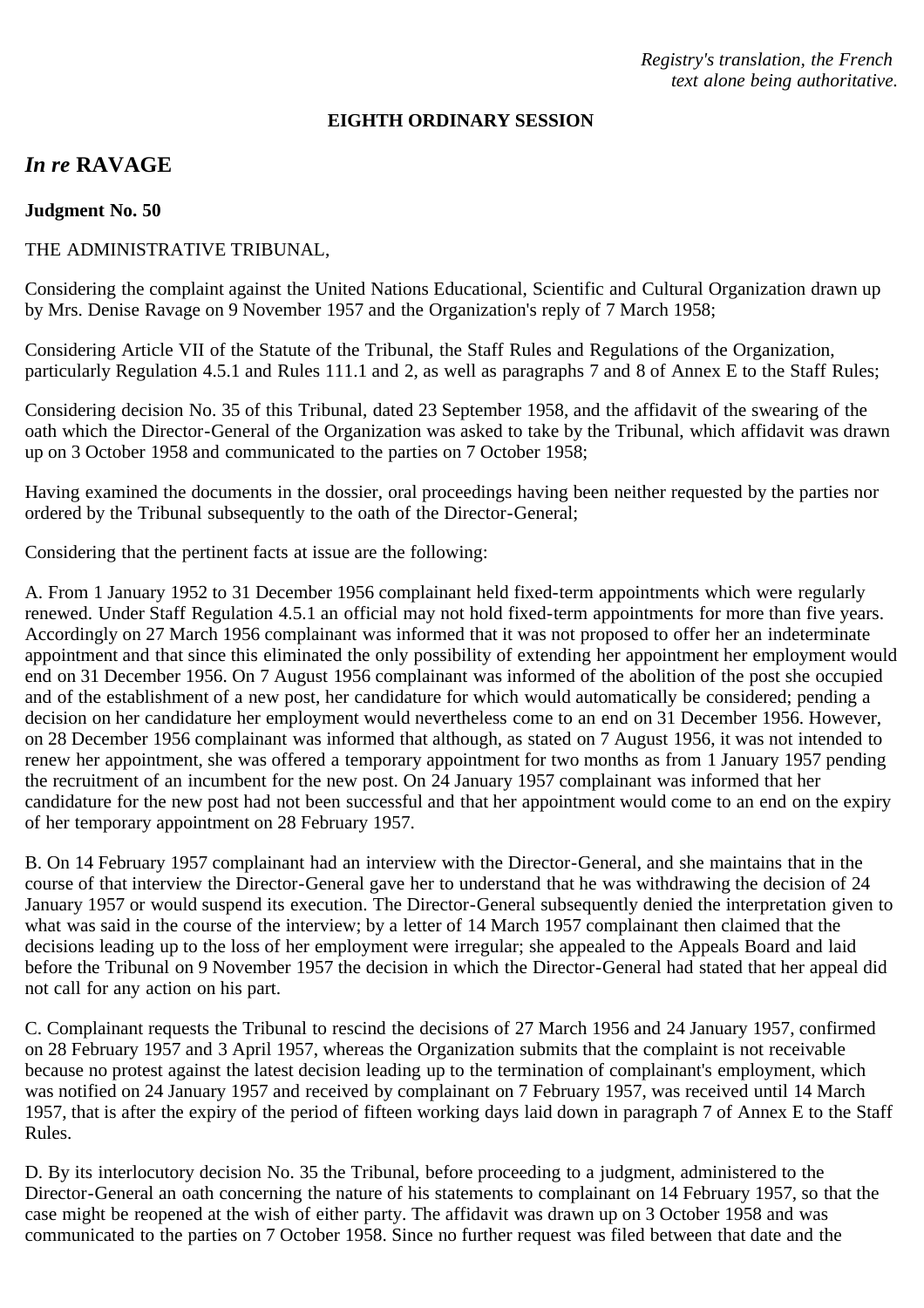*Registry's translation, the French text alone being authoritative.*

**EIGHTH ORDINARY SESSION**

## *In re* RAVAGE

**Judgment No. 50**

THE ADMINISTRATIVE TRIBUNAL,

Considering the complaint against the United Nations Educational, Scientific and Cultural Organization drawn up by Mrs. Denise Ravage on 9 November 1957 and the Organization's reply of 7 March 1958;

Considering Article VII of the Statute of the Tribunal, the Staff Rules and Regulations of the Organization, particularly Regulation 4.5.1 and Rules 111.1 and 2, as well as paragraphs 7 and 8 of Annex E to the Staff Rules;

Considering decision No. 35 of this Tribunal, dated 23 September 1958, and the affidavit of the swearing of the oath which the Director-General of the Organization was asked to take by the Tribunal, which affidavit was drawn up on 3 October 1958 and communicated to the parties on 7 October 1958;

Having examined the documents in the dossier, oral proceedings having been neither requested by the parties nor ordered by the Tribunal subsequently to the oath of the Director-General;

Considering that the pertinent facts at issue are the following:

A. From 1 January 1952 to 31 December 1956 complainant held fixed-term appointments which were regularly renewed. Under Staff Regulation 4.5.1 an official may not hold fixed-term appointments for more than five years. Accordingly on 27 March 1956 complainant was informed that it was not proposed to offer her an indeterminate appointment and that since this eliminated the only possibility of extending her appointment her employment would end on 31 December 1956. On 7 August 1956 complainant was informed of the abolition of the post she occupied and of the establishment of a new post, her candidature for which would automatically be considered; pending a decision on her candidature her employment would nevertheless come to an end on 31 December 1956. However, on 28 December 1956 complainant was informed that although, as stated on 7 August 1956, it was not intended to renew her appointment, she was offered a temporary appointment for two months as from 1 January 1957 pending the recruitment of an incumbent for the new post. On 24 January 1957 complainant was informed that her candidature for the new post had not been successful and that her appointment would come to an end on the expiry of her temporary appointment on 28 February 1957.

B. On 14 February 1957 complainant had an interview with the Director-General, and she maintains that in the course of that interview the Director-General gave her to understand that he was withdrawing the decision of 24 January 1957 or would suspend its execution. The Director-General subsequently denied the interpretation given to what was said in the course of the interview; by a letter of 14 March 1957 complainant then claimed that the decisions leading up to the loss of her employment were irregular; she appealed to the Appeals Board and laid before the Tribunal on 9 November 1957 the decision in which the Director-General had stated that her appeal did not call for any action on his part.

C. Complainant requests the Tribunal to rescind the decisions of 27 March 1956 and 24 January 1957, confirmed on 28 February 1957 and 3 April 1957, whereas the Organization submits that the complaint is not receivable because no protest against the latest decision leading up to the termination of complainant's employment, which was notified on 24 January 1957 and received by complainant on 7 February 1957, was received until 14 March 1957, that is after the expiry of the period of fifteen working days laid down in paragraph 7 of Annex E to the Staff Rules.

D. By its interlocutory decision No. 35 the Tribunal, before proceeding to a judgment, administered to the Director-General an oath concerning the nature of his statements to complainant on 14 February 1957, so that the case might be reopened at the wish of either party. The affidavit was drawn up on 3 October 1958 and was communicated to the parties on 7 October 1958. Since no further request was filed between that date and the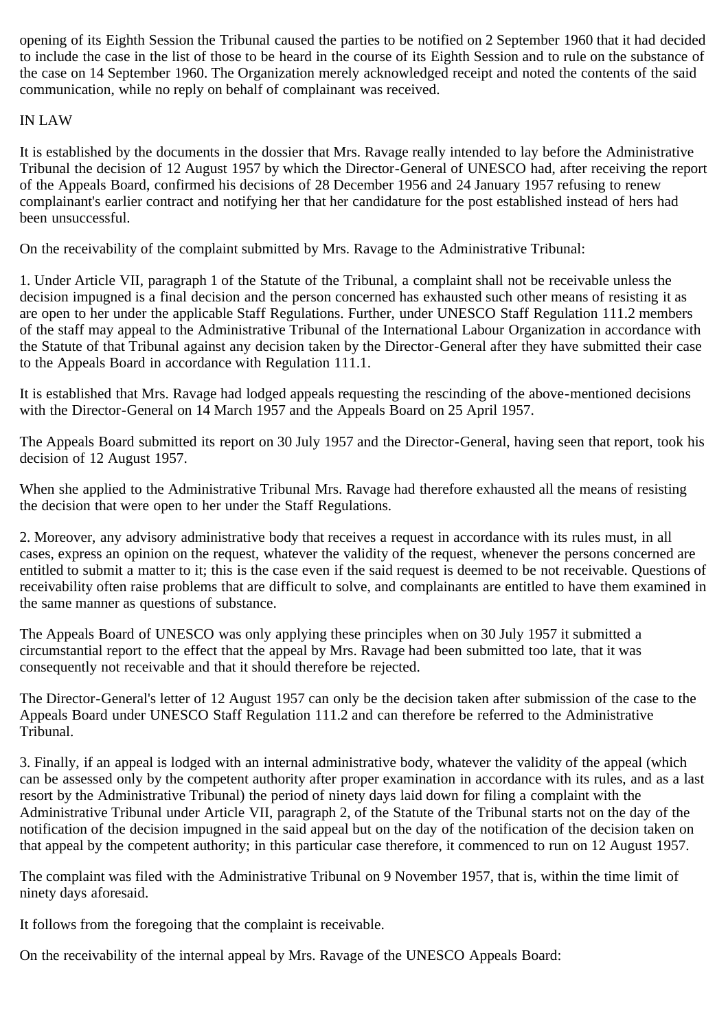opening of its Eighth Session the Tribunal caused the parties to be notified on 2 September 1960 that it had decided to include the case in the list of those to be heard in the course of its Eighth Session and to rule on the substance of the case on 14 September 1960. The Organization merely acknowledged receipt and noted the contents of the said communication, while no reply on behalf of complainant was received.

IN LAW

It is established by the documents in the dossier that Mrs. Ravage really intended to lay before the Administrative Tribunal the decision of 12 August 1957 by which the Director-General of UNESCO had, after receiving the report of the Appeals Board, confirmed his decisions of 28 December 1956 and 24 January 1957 refusing to renew complainant's earlier contract and notifying her that her candidature for the post established instead of hers had been unsuccessful.

On the receivability of the complaint submitted by Mrs. Ravage to the Administrative Tribunal:

1. Under Article VII, paragraph 1 of the Statute of the Tribunal, a complaint shall not be receivable unless the decision impugned is a final decision and the person concerned has exhausted such other means of resisting it as are open to her under the applicable Staff Regulations. Further, under UNESCO Staff Regulation 111.2 members of the staff may appeal to the Administrative Tribunal of the International Labour Organization in accordance with the Statute of that Tribunal against any decision taken by the Director-General after they have submitted their case to the Appeals Board in accordance with Regulation 111.1.

It is established that Mrs. Ravage had lodged appeals requesting the rescinding of the above-mentioned decisions with the Director-General on 14 March 1957 and the Appeals Board on 25 April 1957.

The Appeals Board submitted its report on 30 July 1957 and the Director-General, having seen that report, took his decision of 12 August 1957.

When she applied to the Administrative Tribunal Mrs. Ravage had therefore exhausted all the means of resisting the decision that were open to her under the Staff Regulations.

2. Moreover, any advisory administrative body that receives a request in accordance with its rules must, in all cases, express an opinion on the request, whatever the validity of the request, whenever the persons concerned are entitled to submit a matter to it; this is the case even if the said request is deemed to be not receivable. Questions of receivability often raise problems that are difficult to solve, and complainants are entitled to have them examined in the same manner as questions of substance.

The Appeals Board of UNESCO was only applying these principles when on 30 July 1957 it submitted a circumstantial report to the effect that the appeal by Mrs. Ravage had been submitted too late, that it was consequently not receivable and that it should therefore be rejected.

The Director-General's letter of 12 August 1957 can only be the decision taken after submission of the case to the Appeals Board under UNESCO Staff Regulation 111.2 and can therefore be referred to the Administrative Tribunal.

3. Finally, if an appeal is lodged with an internal administrative body, whatever the validity of the appeal (which can be assessed only by the competent authority after proper examination in accordance with its rules, and as a last resort by the Administrative Tribunal) the period of ninety days laid down for filing a complaint with the Administrative Tribunal under Article VII, paragraph 2, of the Statute of the Tribunal starts not on the day of the notification of the decision impugned in the said appeal but on the day of the notification of the decision taken on that appeal by the competent authority; in this particular case therefore, it commenced to run on 12 August 1957.

The complaint was filed with the Administrative Tribunal on 9 November 1957, that is, within the time limit of ninety days aforesaid.

It follows from the foregoing that the complaint is receivable.

On the receivability of the internal appeal by Mrs. Ravage of the UNESCO Appeals Board: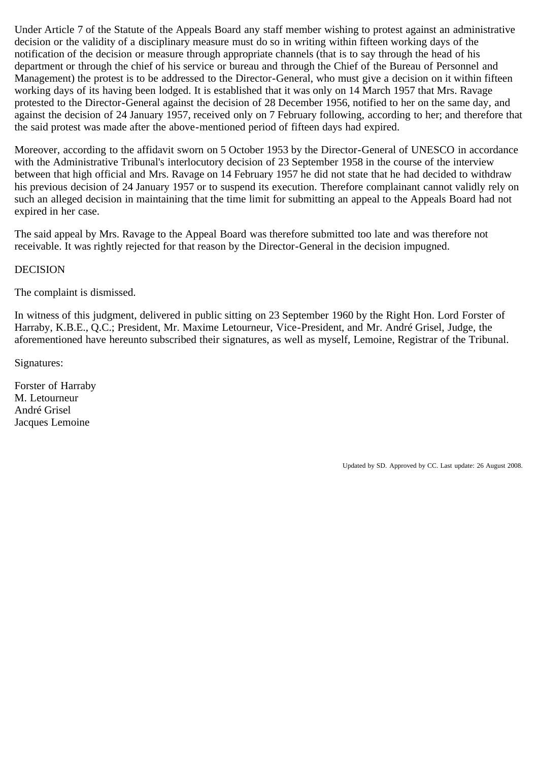Under Article 7 of the Statute of the Appeals Board any staff member wishing to protest against an administrative decision or the validity of a disciplinary measure must do so in writing within fifteen working days of the notification of the decision or measure through appropriate channels (that is to say through the head of his department or through the chief of his service or bureau and through the Chief of the Bureau of Personnel and Management) the protest is to be addressed to the Director-General, who must give a decision on it within fifteen working days of its having been lodged. It is established that it was only on 14 March 1957 that Mrs. Ravage protested to the Director-General against the decision of 28 December 1956, notified to her on the same day, and against the decision of 24 January 1957, received only on 7 February following, according to her; and therefore that the said protest was made after the above-mentioned period of fifteen days had expired.

Moreover, according to the affidavit sworn on 5 October 1953 by the Director-General of UNESCO in accordance with the Administrative Tribunal's interlocutory decision of 23 September 1958 in the course of the interview between that high official and Mrs. Ravage on 14 February 1957 he did not state that he had decided to withdraw his previous decision of 24 January 1957 or to suspend its execution. Therefore complainant cannot validly rely on such an alleged decision in maintaining that the time limit for submitting an appeal to the Appeals Board had not expired in her case.

The said appeal by Mrs. Ravage to the Appeal Board was therefore submitted too late and was therefore not receivable. It was rightly rejected for that reason by the Director-General in the decision impugned.

DECISION

The complaint is dismissed.

In witness of this judgment, delivered in public sitting on 23 September 1960 by the Right Hon. Lord Forster of Harraby, K.B.E., Q.C.; President, Mr. Maxime Letourneur, Vice-President, and Mr. André Grisel, Judge, the aforementioned have hereunto subscribed their signatures, as well as myself, Lemoine, Registrar of the Tribunal.

Signatures:

Forster of Harraby  
M. Letourneur  
André Grisel  
Jacques Lemoine

Updated by SD. Approved by CC. Last update: 26 August 2008.